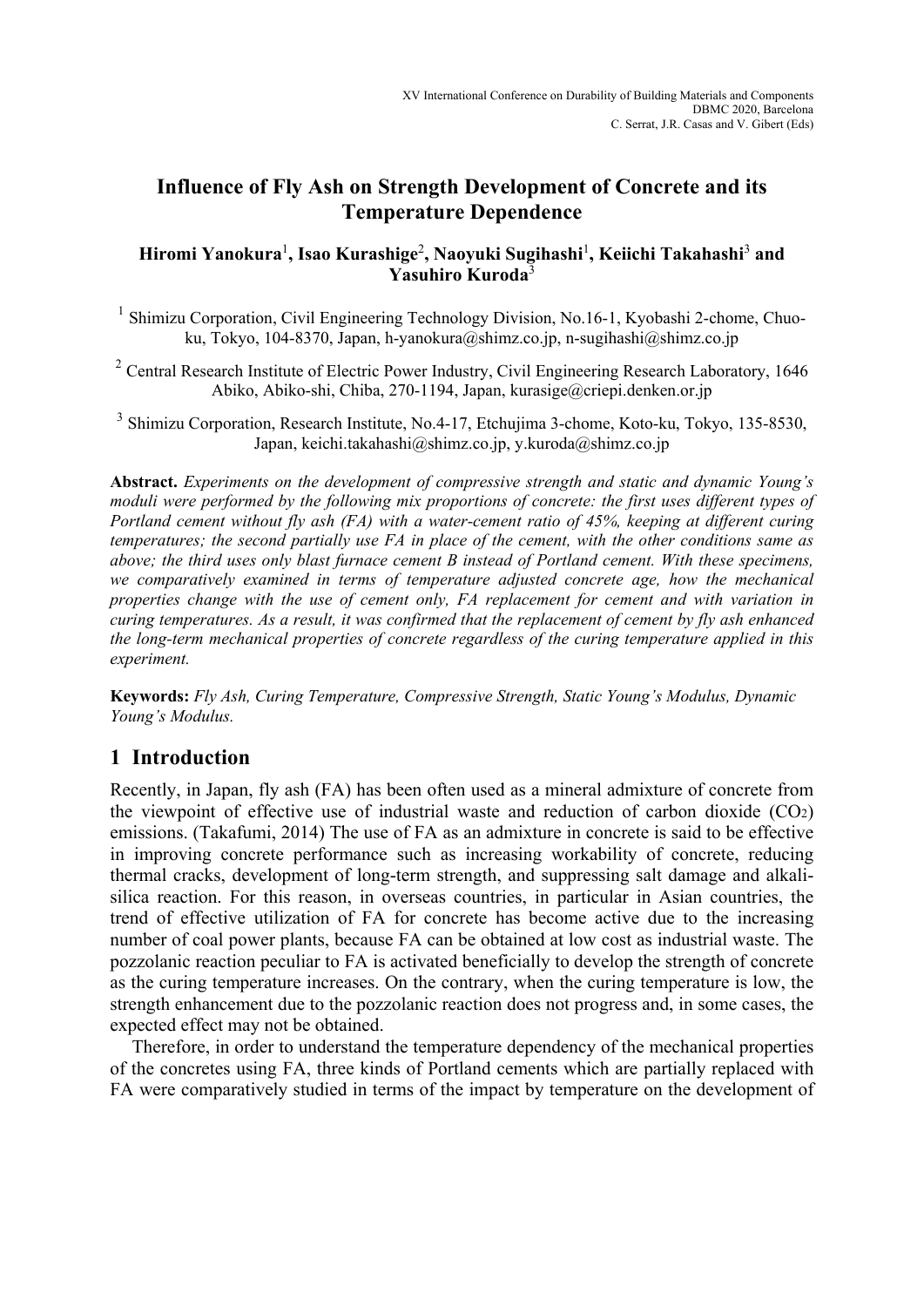# Influence of Fly Ash on Strength Development of Concrete and its Temperature Dependence

**Hiromi Yanokura[1], Isao Kurashige[2], Naoyuki Sugihashi[1], Keiichi Takahashi[3] and Yasuhiro Kuroda[3]**

[1] Shimizu Corporation, Civil Engineering Technology Division, No.16-1, Kyobashi 2-chome, Chuo-ku, Tokyo, 104-8370, Japan, h-yanokura@shimz.co.jp, n-sugihashi@shimz.co.jp

[2] Central Research Institute of Electric Power Industry, Civil Engineering Research Laboratory, 1646 Abiko, Abiko-shi, Chiba, 270-1194, Japan, kurasige@criepi.denken.or.jp

[3] Shimizu Corporation, Research Institute, No.4-17, Etchujima 3-chome, Koto-ku, Tokyo, 135-8530, Japan, keichi.takahashi@shimz.co.jp, y.kuroda@shimz.co.jp

**Abstract.** *Experiments on the development of compressive strength and static and dynamic Young's moduli were performed by the following mix proportions of concrete: the first uses different types of Portland cement without fly ash (FA) with a water-cement ratio of 45%, keeping at different curing temperatures; the second partially use FA in place of the cement, with the other conditions same as above; the third uses only blast furnace cement B instead of Portland cement. With these specimens, we comparatively examined in terms of temperature adjusted concrete age, how the mechanical properties change with the use of cement only, FA replacement for cement and with variation in curing temperatures. As a result, it was confirmed that the replacement of cement by fly ash enhanced the long-term mechanical properties of concrete regardless of the curing temperature applied in this experiment.*

**Keywords:** *Fly Ash, Curing Temperature, Compressive Strength, Static Young's Modulus, Dynamic Young's Modulus.*

## 1 Introduction

Recently, in Japan, fly ash (FA) has been often used as a mineral admixture of concrete from the viewpoint of effective use of industrial waste and reduction of carbon dioxide ($CO_2$) emissions. (Takafumi, 2014) The use of FA as an admixture in concrete is said to be effective in improving concrete performance such as increasing workability of concrete, reducing thermal cracks, development of long-term strength, and suppressing salt damage and alkali-silica reaction. For this reason, in overseas countries, in particular in Asian countries, the trend of effective utilization of FA for concrete has become active due to the increasing number of coal power plants, because FA can be obtained at low cost as industrial waste. The pozzolanic reaction peculiar to FA is activated beneficially to develop the strength of concrete as the curing temperature increases. On the contrary, when the curing temperature is low, the strength enhancement due to the pozzolanic reaction does not progress and, in some cases, the expected effect may not be obtained.

Therefore, in order to understand the temperature dependency of the mechanical properties of the concretes using FA, three kinds of Portland cements which are partially replaced with FA were comparatively studied in terms of the impact by temperature on the development of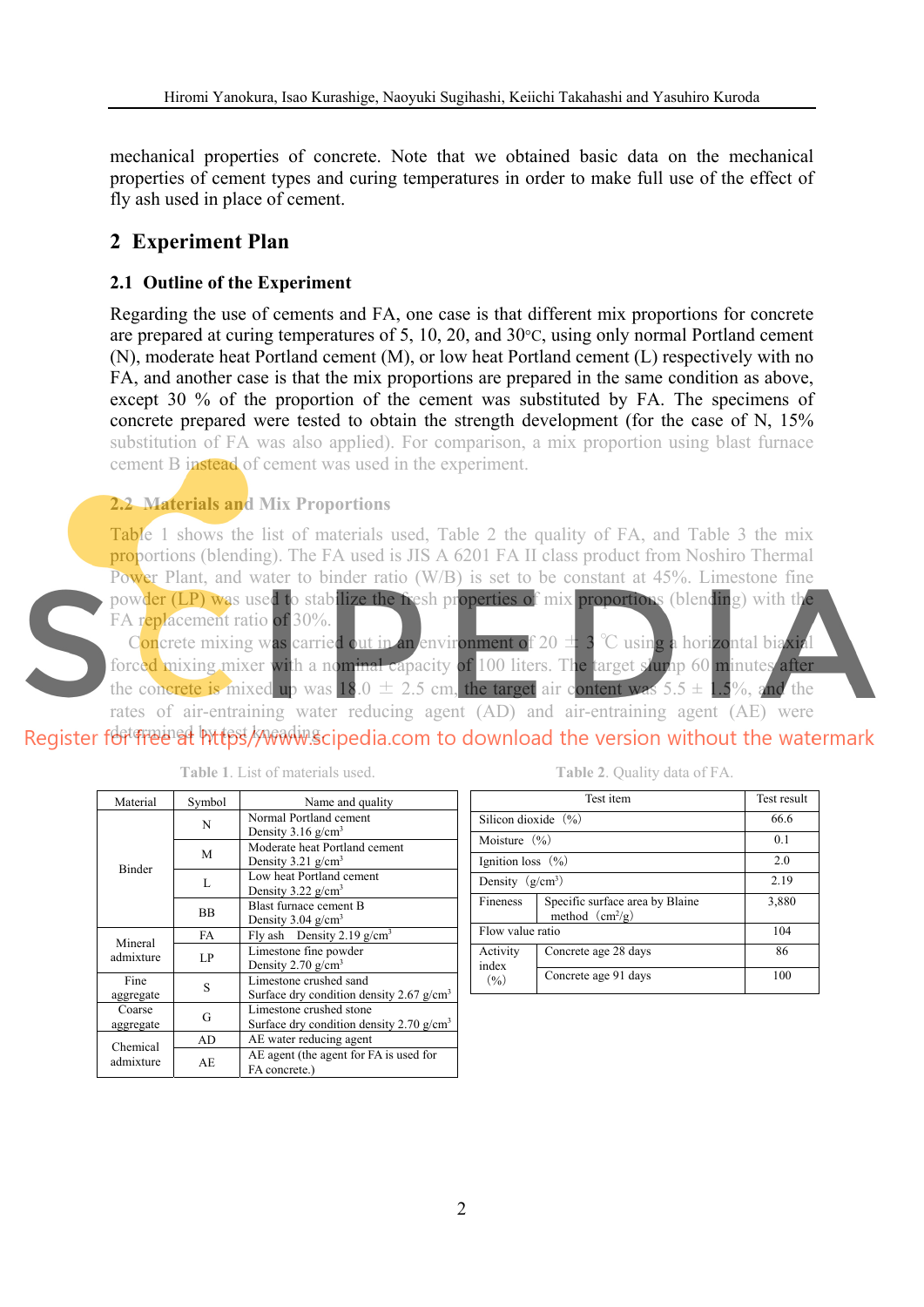mechanical properties of concrete. Note that we obtained basic data on the mechanical properties of cement types and curing temperatures in order to make full use of the effect of fly ash used in place of cement.

## 2 Experiment Plan

### 2.1 Outline of the Experiment

Regarding the use of cements and FA, one case is that different mix proportions for concrete are prepared at curing temperatures of 5, 10, 20, and 30°C, using only normal Portland cement (N), moderate heat Portland cement (M), or low heat Portland cement (L) respectively with no FA, and another case is that the mix proportions are prepared in the same condition as above, except 30 % of the proportion of the cement was substituted by FA. The specimens of concrete prepared were tested to obtain the strength development (for the case of N, 15% substitution of FA was also applied). For comparison, a mix proportion using blast furnace cement B instead of cement was used in the experiment.

### 2.2 Materials and Mix Proportions

Table 1 shows the list of materials used, Table 2 the quality of FA, and Table 3 the mix proportions (blending). The FA used is JIS A 6201 FA II class product from Noshiro Thermal Power Plant, and water to binder ratio (W/B) is set to be constant at 45%. Limestone fine powder (LP) was used to stabilize the fresh properties of mix proportions (blending) with the FA replacement ratio of 30%.

Concrete mixing was carried out in an environment of 20 ± 3 ℃ using a horizontal biaxial forced mixing mixer with a nominal capacity of 100 liters. The target slump 60 minutes after the concrete is mixed up was 18.0 ± 2.5 cm, the target air content was 5.5 ± 1.5%, and the rates of air-entraining water reducing agent (AD) and air-entraining agent (AE) were determined by test kneading.

**Table 1**. List of materials used.

| Material | Symbol | Name and quality |
|---|---|---|
| Binder | N | Normal Portland cement<br>Density 3.16 g/cm$^3$ |
| | M | Moderate heat Portland cement<br>Density 3.21 g/cm$^3$ |
| | L | Low heat Portland cement<br>Density 3.22 g/cm$^3$ |
| | BB | Blast furnace cement B<br>Density 3.04 g/cm$^3$ |
| Mineral admixture | FA | Fly ash Density 2.19 g/cm$^3$ |
| | LP | Limestone fine powder<br>Density 2.70 g/cm$^3$ |
| Fine aggregate | S | Limestone crushed sand<br>Surface dry condition density 2.67 g/cm$^3$ |
| Coarse aggregate | G | Limestone crushed stone<br>Surface dry condition density 2.70 g/cm$^3$ |
| Chemical admixture | AD | AE water reducing agent |
| | AE | AE agent (the agent for FA is used for FA concrete.) |

**Table 2**. Quality data of FA.

| Test item | | Test result |
|---|---|---|
| Silicon dioxide (%) | | 66.6 |
| Moisture (%) | | 0.1 |
| Ignition loss (%) | | 2.0 |
| Density (g/cm$^3$) | | 2.19 |
| Fineness | Specific surface area by Blaine method (cm$^2$/g) | 3,880 |
| Flow value ratio | | 104 |
| Activity index (%) | Concrete age 28 days | 86 |
| | Concrete age 91 days | 100 |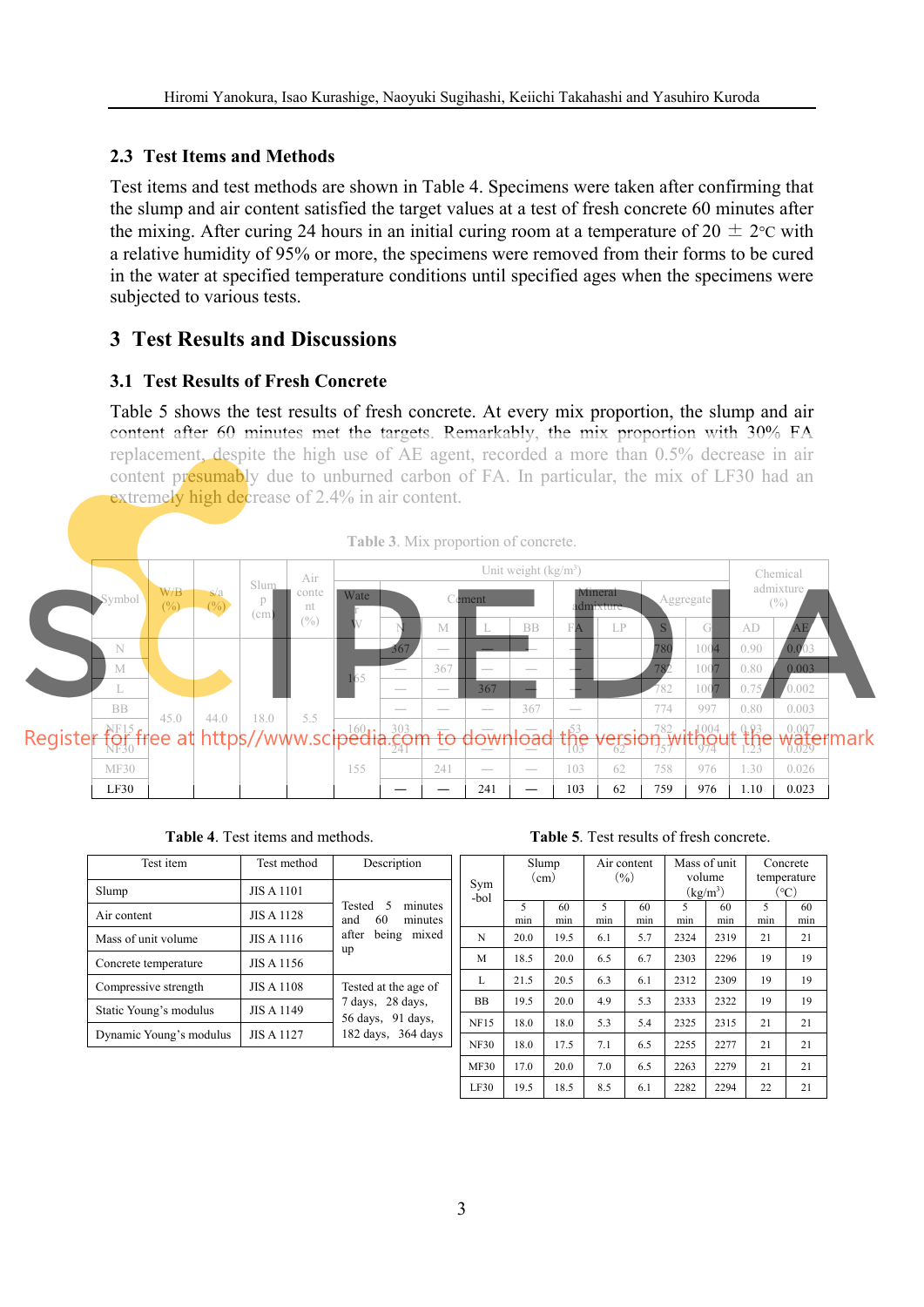## 2.3 Test Items and Methods

Test items and test methods are shown in Table 4. Specimens were taken after confirming that the slump and air content satisfied the target values at a test of fresh concrete 60 minutes after the mixing. After curing 24 hours in an initial curing room at a temperature of 20 ± 2°C with a relative humidity of 95% or more, the specimens were removed from their forms to be cured in the water at specified temperature conditions until specified ages when the specimens were subjected to various tests.

# 3 Test Results and Discussions

## 3.1 Test Results of Fresh Concrete

Table 5 shows the test results of fresh concrete. At every mix proportion, the slump and air content after 60 minutes met the targets. Remarkably, the mix proportion with 30% FA replacement, despite the high use of AE agent, recorded a more than 0.5% decrease in air content presumably due to unburned carbon of FA. In particular, the mix of LF30 had an extremely high decrease of 2.4% in air content.

Table 3. Mix proportion of concrete.

| Symbol | W/B (%) | s/a (%) | Slump (cm) | Air content (%) | Unit weight (kg/m³) | | | | | | | | | Chemical admixture (%) | |
|---|---|---|---|---|---|---|---|---|---|---|---|---|---|---|---|
| | | | | | Water | Cement | | | | Mineral admixture | | Aggregate | | | |
| | | | | | W | N | M | L | BB | FA | LP | S | G | AD | AE |
| N | 45.0 | 44.0 | 18.0 | 5.5 | 165 | 367 | — | — | — | — | | 780 | 1004 | 0.90 | 0.003 |
| M | | | | | | — | 367 | — | — | — | | 782 | 1007 | 0.80 | 0.003 |
| L | | | | | | — | — | 367 | — | — | | 782 | 1007 | 0.75 | 0.002 |
| BB | | | | | | — | — | — | 367 | — | | 774 | 997 | 0.80 | 0.003 |
| NF15 | | | | | 160 | 303 | — | — | — | 53 | | 782 | 1004 | 0.93 | 0.007 |
| NF30 | | | | | 155 | 241 | — | — | — | 103 | 62 | 757 | 974 | 1.23 | 0.029 |
| MF30 | | | | | | — | 241 | — | — | 103 | 62 | 758 | 976 | 1.30 | 0.026 |
| LF30 | | | | | | — | — | 241 | — | 103 | 62 | 759 | 976 | 1.10 | 0.023 |

Table 4. Test items and methods.

| Test item | Test method | Description |
|---|---|---|
| Slump | JIS A 1101 | Tested 5 minutes and 60 minutes after being mixed up |
| Air content | JIS A 1128 | |
| Mass of unit volume | JIS A 1116 | |
| Concrete temperature | JIS A 1156 | |
| Compressive strength | JIS A 1108 | Tested at the age of 7 days, 28 days, 56 days, 91 days, 182 days, 364 days |
| Static Young's modulus | JIS A 1149 | |
| Dynamic Young's modulus | JIS A 1127 | |

Table 5. Test results of fresh concrete.

| Symbol | Slump (cm) | | Air content (%) | | Mass of unit volume (kg/m³) | | Concrete temperature (°C) | |
|---|---|---|---|---|---|---|---|---|
| | 5 min | 60 min | 5 min | 60 min | 5 min | 60 min | 5 min | 60 min |
| N | 20.0 | 19.5 | 6.1 | 5.7 | 2324 | 2319 | 21 | 21 |
| M | 18.5 | 20.0 | 6.5 | 6.7 | 2303 | 2296 | 19 | 19 |
| L | 21.5 | 20.5 | 6.3 | 6.1 | 2312 | 2309 | 19 | 19 |
| BB | 19.5 | 20.0 | 4.9 | 5.3 | 2333 | 2322 | 19 | 19 |
| NF15 | 18.0 | 18.0 | 5.3 | 5.4 | 2325 | 2315 | 21 | 21 |
| NF30 | 18.0 | 17.5 | 7.1 | 6.5 | 2255 | 2277 | 21 | 21 |
| MF30 | 17.0 | 20.0 | 7.0 | 6.5 | 2263 | 2279 | 21 | 21 |
| LF30 | 19.5 | 18.5 | 8.5 | 6.1 | 2282 | 2294 | 22 | 21 |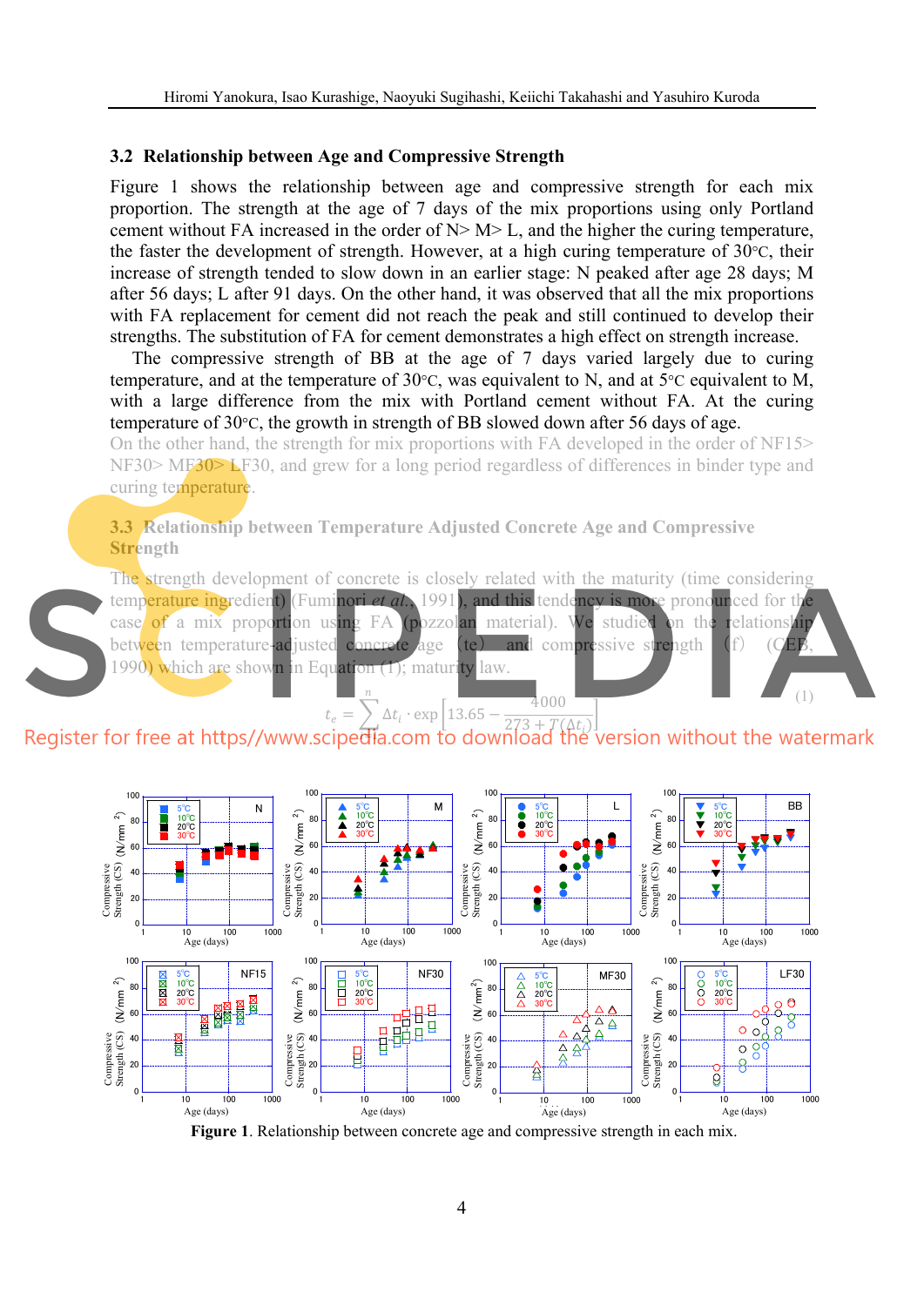### 3.2 Relationship between Age and Compressive Strength

Figure 1 shows the relationship between age and compressive strength for each mix proportion. The strength at the age of 7 days of the mix proportions using only Portland cement without FA increased in the order of N> M> L, and the higher the curing temperature, the faster the development of strength. However, at a high curing temperature of 30°C, their increase of strength tended to slow down in an earlier stage: N peaked after age 28 days; M after 56 days; L after 91 days. On the other hand, it was observed that all the mix proportions with FA replacement for cement did not reach the peak and still continued to develop their strengths. The substitution of FA for cement demonstrates a high effect on strength increase.

The compressive strength of BB at the age of 7 days varied largely due to curing temperature, and at the temperature of 30°C, was equivalent to N, and at 5°C equivalent to M, with a large difference from the mix with Portland cement without FA. At the curing temperature of 30°C, the growth in strength of BB slowed down after 56 days of age. On the other hand, the strength for mix proportions with FA developed in the order of NF15> NF30> MF30> LF30, and grew for a long period regardless of differences in binder type and curing temperature.

### 3.3 Relationship between Temperature Adjusted Concrete Age and Compressive Strength

The strength development of concrete is closely related with the maturity (time considering temperature ingredient) (Fuminori *et al.*, 1991), and this tendency is more pronounced for the case of a mix proportion using FA (pozzolan material). We studied on the relationship between temperature-adjusted concrete age (te) and compressive strength (f) (CEB, 1990) which are shown in Equation (1); maturity law.

$$t_e = \sum^{n} \Delta t_i \cdot \exp\left[13.65 - \frac{4000}{273 + T(\Delta t_i)}\right] \quad (1)$$

Figure 1. Relationship between concrete age and compressive strength in each mix.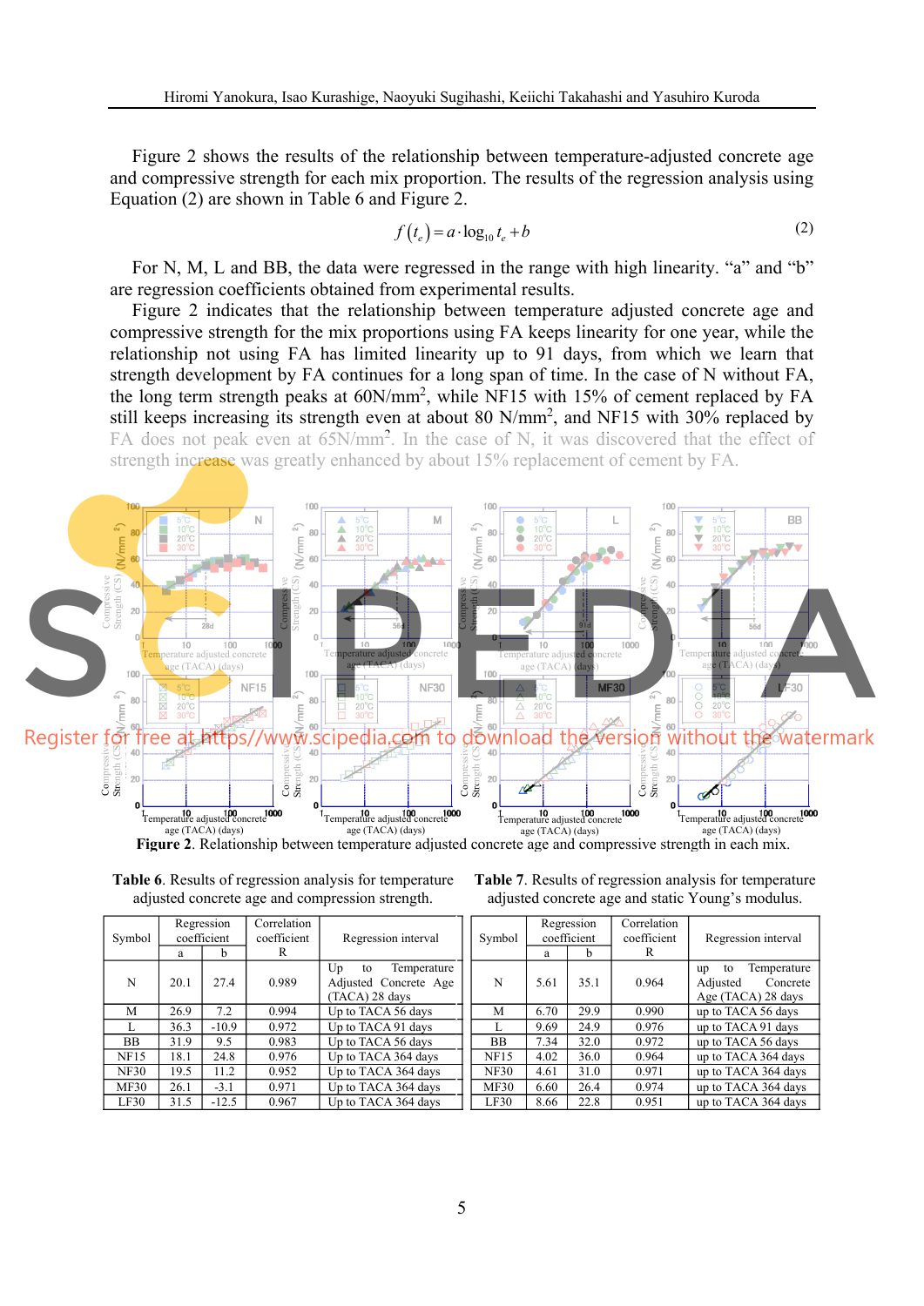Figure 2 shows the results of the relationship between temperature-adjusted concrete age and compressive strength for each mix proportion. The results of the regression analysis using Equation (2) are shown in Table 6 and Figure 2.

$$f\left(t_e\right) = a \cdot \log_{10} t_e + b \tag{2}$$

For N, M, L and BB, the data were regressed in the range with high linearity. "a" and "b" are regression coefficients obtained from experimental results.

Figure 2 indicates that the relationship between temperature adjusted concrete age and compressive strength for the mix proportions using FA keeps linearity for one year, while the relationship not using FA has limited linearity up to 91 days, from which we learn that strength development by FA continues for a long span of time. In the case of N without FA, the long term strength peaks at 60N/mm$^2$, while NF15 with 15% of cement replaced by FA still keeps increasing its strength even at about 80 N/mm$^2$, and NF15 with 30% replaced by FA does not peak even at 65N/mm$^2$. In the case of N, it was discovered that the effect of strength increase was greatly enhanced by about 15% replacement of cement by FA.

**Figure 2**. Relationship between temperature adjusted concrete age and compressive strength in each mix.

**Table 6**. Results of regression analysis for temperature adjusted concrete age and compression strength.

| Symbol | Regression coefficient a | Regression coefficient b | Correlation coefficient R | Regression interval |
|---|---|---|---|---|
| N | 20.1 | 27.4 | 0.989 | Up to Temperature Adjusted Concrete Age (TACA) 28 days |
| M | 26.9 | 7.2 | 0.994 | Up to TACA 56 days |
| L | 36.3 | -10.9 | 0.972 | Up to TACA 91 days |
| BB | 31.9 | 9.5 | 0.983 | Up to TACA 56 days |
| NF15 | 18.1 | 24.8 | 0.976 | Up to TACA 364 days |
| NF30 | 19.5 | 11.2 | 0.952 | Up to TACA 364 days |
| MF30 | 26.1 | -3.1 | 0.971 | Up to TACA 364 days |
| LF30 | 31.5 | -12.5 | 0.967 | Up to TACA 364 days |

**Table 7**. Results of regression analysis for temperature adjusted concrete age and static Young's modulus.

| Symbol | Regression coefficient a | Regression coefficient b | Correlation coefficient R | Regression interval |
|---|---|---|---|---|
| N | 5.61 | 35.1 | 0.964 | up to Temperature Adjusted Concrete Age (TACA) 28 days |
| M | 6.70 | 29.9 | 0.990 | up to TACA 56 days |
| L | 9.69 | 24.9 | 0.976 | up to TACA 91 days |
| BB | 7.34 | 32.0 | 0.972 | up to TACA 56 days |
| NF15 | 4.02 | 36.0 | 0.964 | up to TACA 364 days |
| NF30 | 4.61 | 31.0 | 0.971 | up to TACA 364 days |
| MF30 | 6.60 | 26.4 | 0.974 | up to TACA 364 days |
| LF30 | 8.66 | 22.8 | 0.951 | up to TACA 364 days |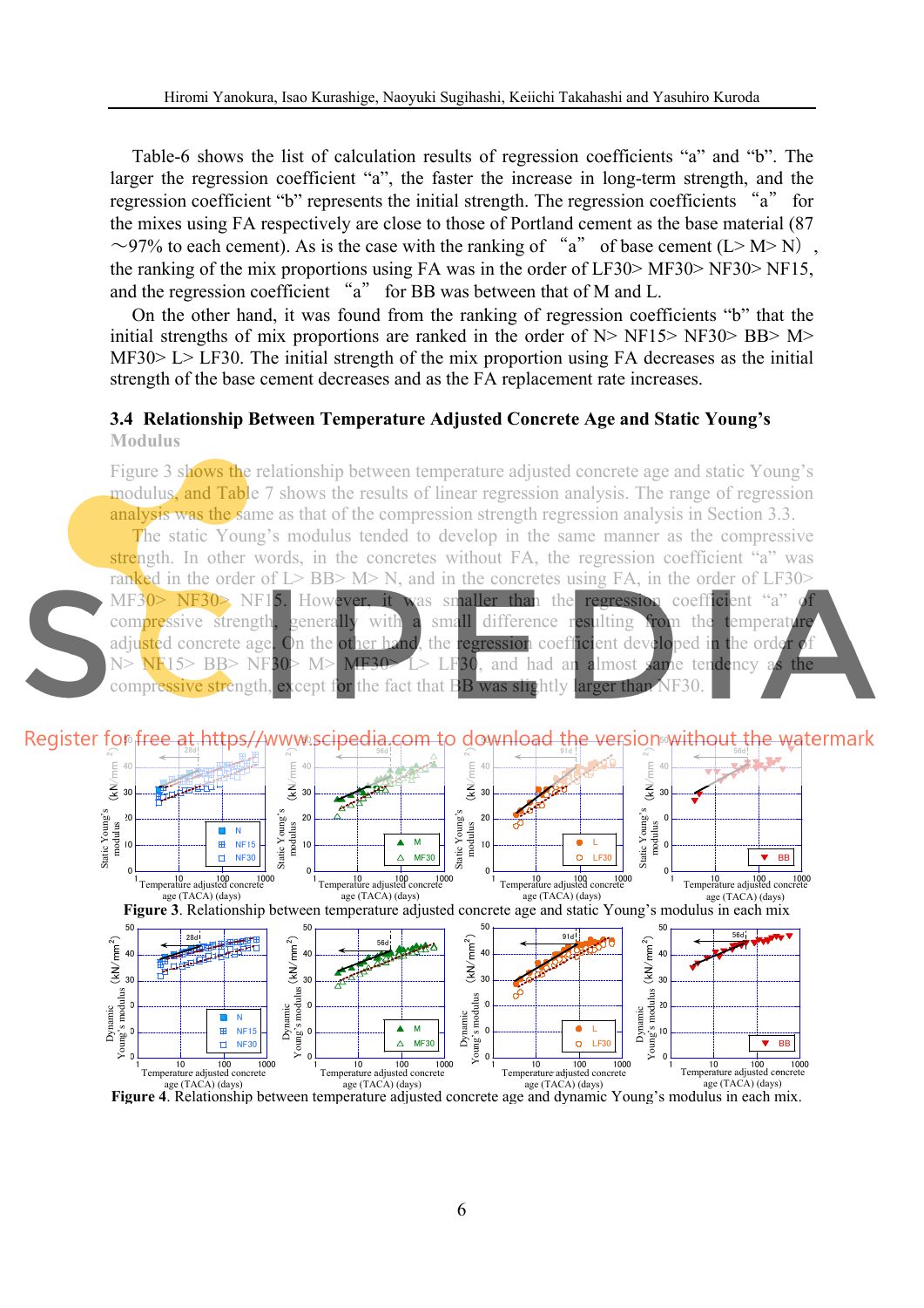Table-6 shows the list of calculation results of regression coefficients “a” and “b”. The larger the regression coefficient “a”, the faster the increase in long-term strength, and the regression coefficient “b” represents the initial strength. The regression coefficients “a” for the mixes using FA respectively are close to those of Portland cement as the base material (87～97% to each cement). As is the case with the ranking of “a” of base cement (L> M> N), the ranking of the mix proportions using FA was in the order of LF30> MF30> NF30> NF15, and the regression coefficient “a” for BB was between that of M and L.

On the other hand, it was found from the ranking of regression coefficients “b” that the initial strengths of mix proportions are ranked in the order of N> NF15> NF30> BB> M> MF30> L> LF30. The initial strength of the mix proportion using FA decreases as the initial strength of the base cement decreases and as the FA replacement rate increases.

### 3.4 Relationship Between Temperature Adjusted Concrete Age and Static Young’s Modulus

Figure 3 shows the relationship between temperature adjusted concrete age and static Young’s modulus, and Table 7 shows the results of linear regression analysis. The range of regression analysis was the same as that of the compression strength regression analysis in Section 3.3.

The static Young’s modulus tended to develop in the same manner as the compressive strength. In other words, in the concretes without FA, the regression coefficient “a” was ranked in the order of L> BB> M> N, and in the concretes using FA, in the order of LF30> MF30> NF30> NF15. However, it was smaller than the regression coefficient “a” of compressive strength, generally with a small difference resulting from the temperature adjusted concrete age. On the other hand, the regression coefficient developed in the order of N> NF15> BB> NF30> M> MF30> L> LF30, and had an almost same tendency as the compressive strength, except for the fact that BB was slightly larger than NF30.

**Figure 3**. Relationship between temperature adjusted concrete age and static Young’s modulus in each mix

**Figure 4**. Relationship between temperature adjusted concrete age and dynamic Young’s modulus in each mix.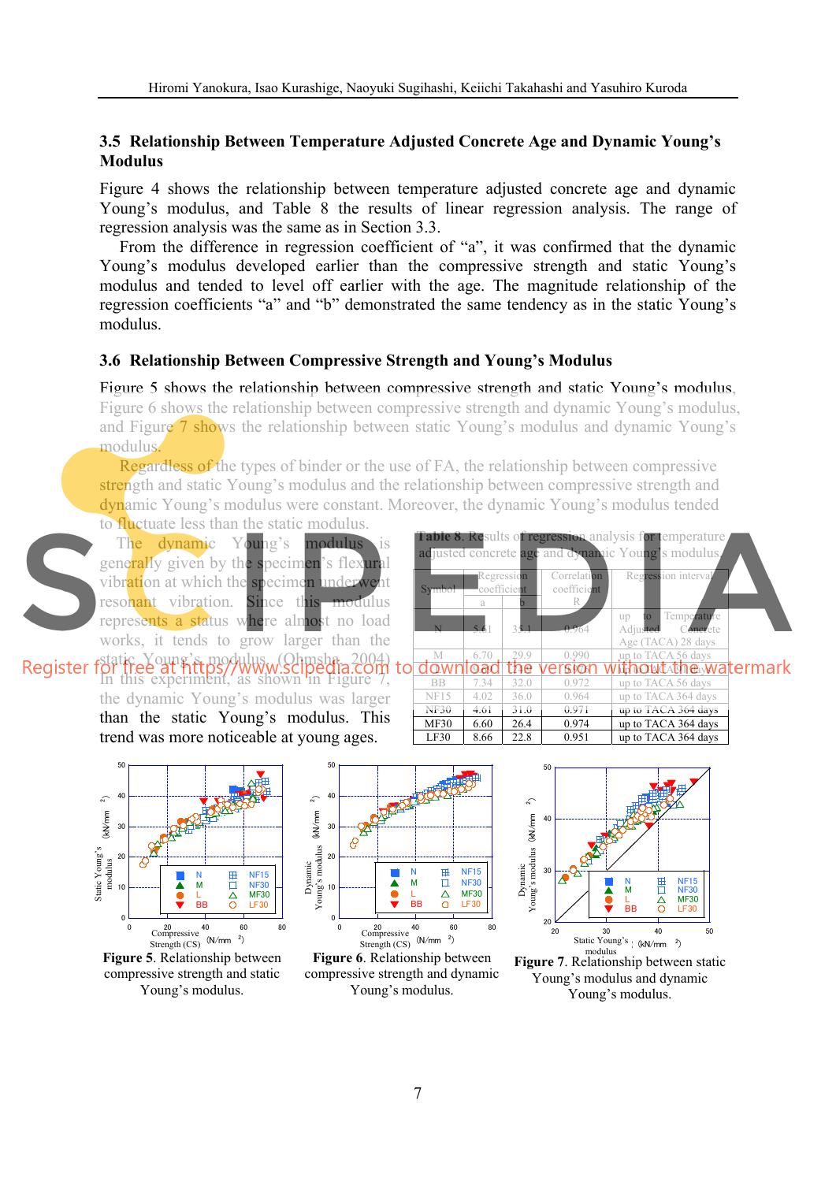### 3.5 Relationship Between Temperature Adjusted Concrete Age and Dynamic Young's Modulus

Figure 4 shows the relationship between temperature adjusted concrete age and dynamic Young's modulus, and Table 8 the results of linear regression analysis. The range of regression analysis was the same as in Section 3.3.

From the difference in regression coefficient of "a", it was confirmed that the dynamic Young's modulus developed earlier than the compressive strength and static Young's modulus and tended to level off earlier with the age. The magnitude relationship of the regression coefficients "a" and "b" demonstrated the same tendency as in the static Young's modulus.

### 3.6 Relationship Between Compressive Strength and Young's Modulus

Figure 5 shows the relationship between compressive strength and static Young's modulus, Figure 6 shows the relationship between compressive strength and dynamic Young's modulus, and Figure 7 shows the relationship between static Young's modulus and dynamic Young's modulus.

Regardless of the types of binder or the use of FA, the relationship between compressive strength and static Young's modulus and the relationship between compressive strength and dynamic Young's modulus were constant. Moreover, the dynamic Young's modulus tended to fluctuate less than the static modulus.

The dynamic Young's modulus is generally given by the specimen's flexural vibration at which the specimen underwent resonant vibration. Since this modulus represents a status where almost no load works, it tends to grow larger than the static Young's modulus (Ohmsha, 2004). In this experiment, as shown in Figure 7, the dynamic Young's modulus was larger than the static Young's modulus. This trend was more noticeable at young ages.

**Table 8.** Results of regression analysis for temperature adjusted concrete age and dynamic Young's modulus.

| Symbol | Regression coefficient | | Correlation coefficient | Regression interval |
|---|---|---|---|---|
| | a | b | R | |
| N | 5.61 | 35.1 | 0.964 | up to Temperature Adjusted Concrete Age (TACA) 28 days |
| M | 6.70 | 29.9 | 0.990 | up to TACA 56 days |
| L | 8.60 | 25.6 | 0.980 | up to TACA 91 days |
| BB | 7.34 | 32.0 | 0.972 | up to TACA 56 days |
| NF15 | 4.02 | 36.0 | 0.964 | up to TACA 364 days |
| NF30 | 4.61 | 31.0 | 0.971 | up to TACA 364 days |
| MF30 | 6.60 | 26.4 | 0.974 | up to TACA 364 days |
| LF30 | 8.66 | 22.8 | 0.951 | up to TACA 364 days |

**Figure 5**. Relationship between compressive strength and static Young's modulus.

**Figure 6**. Relationship between compressive strength and dynamic Young's modulus.

**Figure 7**. Relationship between static Young's modulus and dynamic Young's modulus.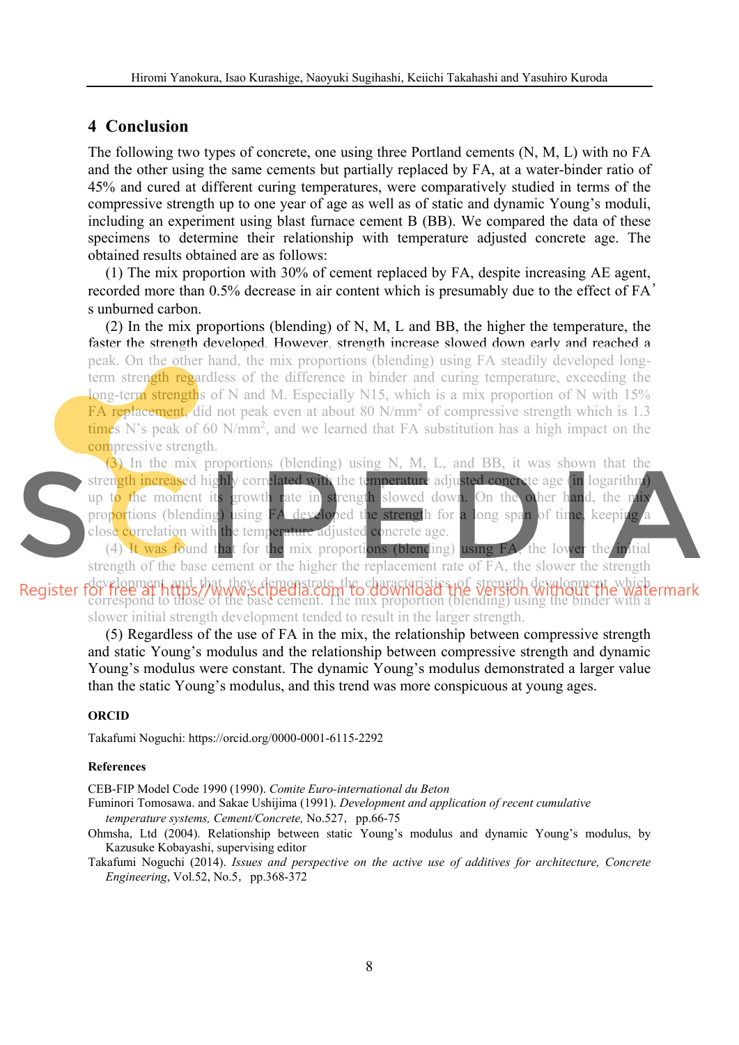## 4 Conclusion

The following two types of concrete, one using three Portland cements (N, M, L) with no FA and the other using the same cements but partially replaced by FA, at a water-binder ratio of 45% and cured at different curing temperatures, were comparatively studied in terms of the compressive strength up to one year of age as well as of static and dynamic Young's moduli, including an experiment using blast furnace cement B (BB). We compared the data of these specimens to determine their relationship with temperature adjusted concrete age. The obtained results obtained are as follows:

(1) The mix proportion with 30% of cement replaced by FA, despite increasing AE agent, recorded more than 0.5% decrease in air content which is presumably due to the effect of FA's unburned carbon.

(2) In the mix proportions (blending) of N, M, L and BB, the higher the temperature, the faster the strength developed. However, strength increase slowed down early and reached a peak. On the other hand, the mix proportions (blending) using FA steadily developed long-term strength regardless of the difference in binder and curing temperature, exceeding the long-term strengths of N and M. Especially N15, which is a mix proportion of N with 15% FA replacement, did not peak even at about 80 N/mm$^2$ of compressive strength which is 1.3 times N's peak of 60 N/mm$^2$, and we learned that FA substitution has a high impact on the compressive strength.

(3) In the mix proportions (blending) using N, M, L, and BB, it was shown that the strength increased highly correlated with the temperature adjusted concrete age (in logarithm) up to the moment its growth rate in strength slowed down. On the other hand, the mix proportions (blending) using FA developed the strength for a long span of time, keeping a close correlation with the temperature adjusted concrete age.

(4) It was found that for the mix proportions (blending) using FA, the lower the initial strength of the base cement or the higher the replacement rate of FA, the slower the strength development and that they demonstrate the characteristics of strength development which correspond to those of the base cement. The mix proportion (blending) using the binder with a slower initial strength development tended to result in the larger strength.

(5) Regardless of the use of FA in the mix, the relationship between compressive strength and static Young's modulus and the relationship between compressive strength and dynamic Young's modulus were constant. The dynamic Young's modulus demonstrated a larger value than the static Young's modulus, and this trend was more conspicuous at young ages.

#### ORCID

Takafumi Noguchi: https://orcid.org/0000-0001-6115-2292

#### References

CEB-FIP Model Code 1990 (1990). *Comite Euro-international du Beton*

Fuminori Tomosawa. and Sakae Ushijima (1991). *Development and application of recent cumulative temperature systems, Cement/Concrete,* No.527, pp.66-75

Ohmsha, Ltd (2004). Relationship between static Young's modulus and dynamic Young's modulus, by Kazusuke Kobayashi, supervising editor

Takafumi Noguchi (2014). *Issues and perspective on the active use of additives for architecture, Concrete Engineering*, Vol.52, No.5, pp.368-372